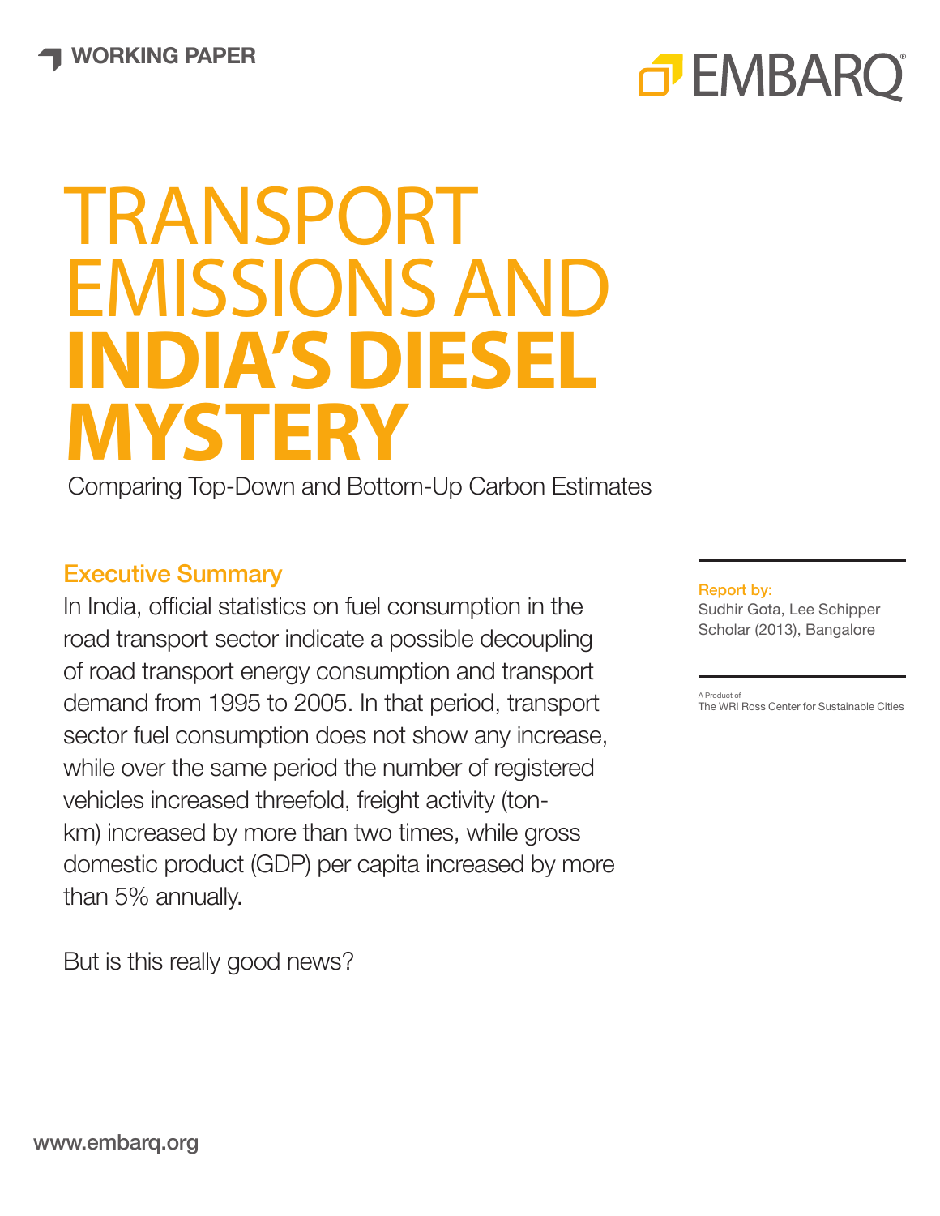WORKING PAPER

EMBARQ

# TRANSPORT EMISSIONS AND INDIA'S DIESEL MYSTERY

Comparing Top-Down and Bottom-Up Carbon Estimates

## Executive Summary

In India, official statistics on fuel consumption in the road transport sector indicate a possible decoupling of road transport energy consumption and transport demand from 1995 to 2005. In that period, transport sector fuel consumption does not show any increase, while over the same period the number of registered vehicles increased threefold, freight activity (ton-km) increased by more than two times, while gross domestic product (GDP) per capita increased by more than 5% annually.

But is this really good news?

**Report by:**
Sudhir Gota, Lee Schipper Scholar (2013), Bangalore

A Product of
The WRI Ross Center for Sustainable Cities

www.embarq.org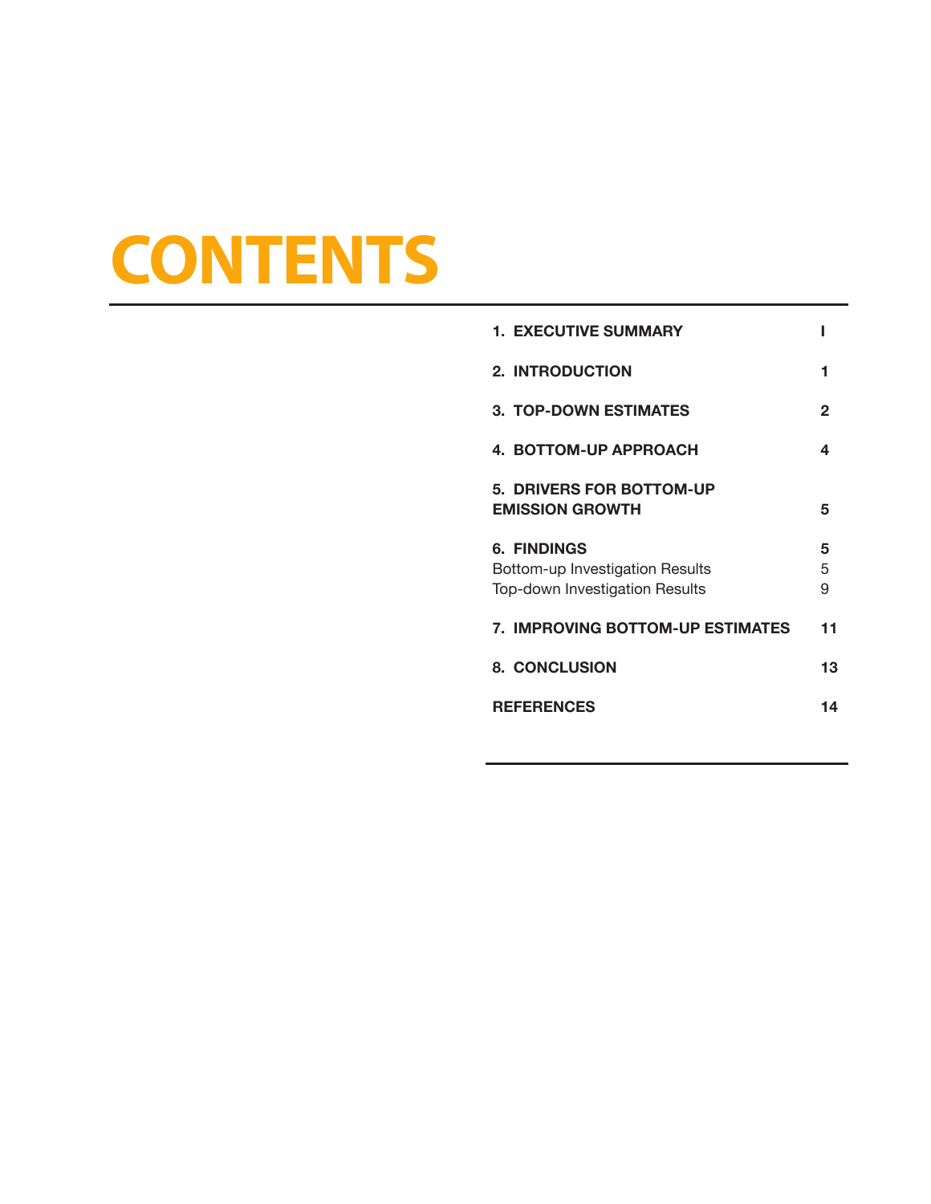# CONTENTS

| | |
|---|---|
| **1. EXECUTIVE SUMMARY** | **I** |
| **2. INTRODUCTION** | **1** |
| **3. TOP-DOWN ESTIMATES** | **2** |
| **4. BOTTOM-UP APPROACH** | **4** |
| **5. DRIVERS FOR BOTTOM-UP EMISSION GROWTH** | **5** |
| **6. FINDINGS** | **5** |
| Bottom-up Investigation Results | 5 |
| Top-down Investigation Results | 9 |
| **7. IMPROVING BOTTOM-UP ESTIMATES** | **11** |
| **8. CONCLUSION** | **13** |
| **REFERENCES** | **14** |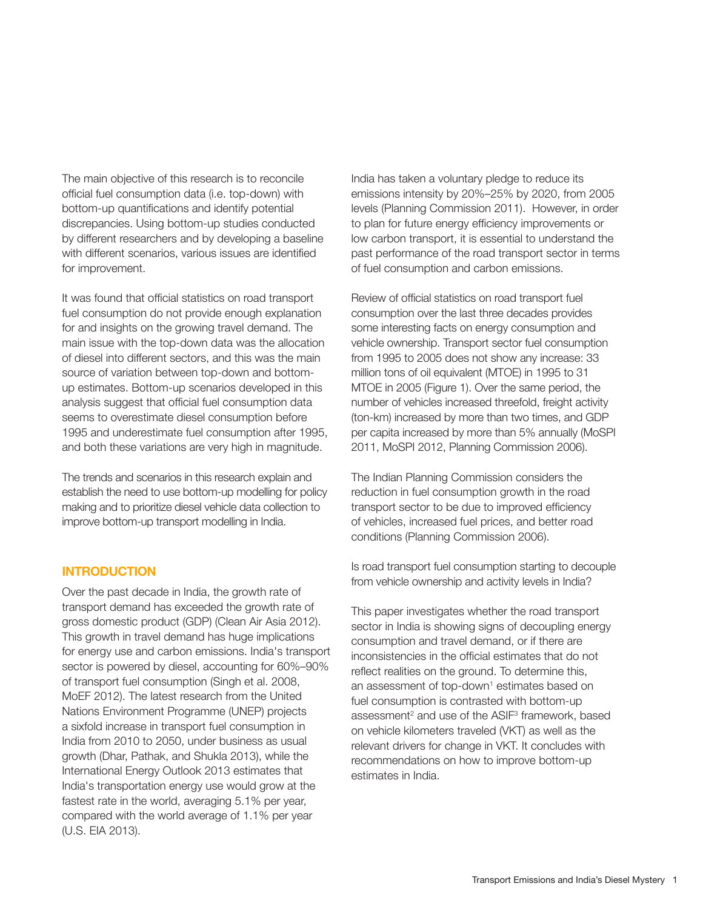The main objective of this research is to reconcile official fuel consumption data (i.e. top-down) with bottom-up quantifications and identify potential discrepancies. Using bottom-up studies conducted by different researchers and by developing a baseline with different scenarios, various issues are identified for improvement.

It was found that official statistics on road transport fuel consumption do not provide enough explanation for and insights on the growing travel demand. The main issue with the top-down data was the allocation of diesel into different sectors, and this was the main source of variation between top-down and bottom-up estimates. Bottom-up scenarios developed in this analysis suggest that official fuel consumption data seems to overestimate diesel consumption before 1995 and underestimate fuel consumption after 1995, and both these variations are very high in magnitude.

The trends and scenarios in this research explain and establish the need to use bottom-up modelling for policy making and to prioritize diesel vehicle data collection to improve bottom-up transport modelling in India.

## INTRODUCTION

Over the past decade in India, the growth rate of transport demand has exceeded the growth rate of gross domestic product (GDP) (Clean Air Asia 2012). This growth in travel demand has huge implications for energy use and carbon emissions. India's transport sector is powered by diesel, accounting for 60%–90% of transport fuel consumption (Singh et al. 2008, MoEF 2012). The latest research from the United Nations Environment Programme (UNEP) projects a sixfold increase in transport fuel consumption in India from 2010 to 2050, under business as usual growth (Dhar, Pathak, and Shukla 2013), while the International Energy Outlook 2013 estimates that India's transportation energy use would grow at the fastest rate in the world, averaging 5.1% per year, compared with the world average of 1.1% per year (U.S. EIA 2013).

India has taken a voluntary pledge to reduce its emissions intensity by 20%–25% by 2020, from 2005 levels (Planning Commission 2011). However, in order to plan for future energy efficiency improvements or low carbon transport, it is essential to understand the past performance of the road transport sector in terms of fuel consumption and carbon emissions.

Review of official statistics on road transport fuel consumption over the last three decades provides some interesting facts on energy consumption and vehicle ownership. Transport sector fuel consumption from 1995 to 2005 does not show any increase: 33 million tons of oil equivalent (MTOE) in 1995 to 31 MTOE in 2005 (Figure 1). Over the same period, the number of vehicles increased threefold, freight activity (ton-km) increased by more than two times, and GDP per capita increased by more than 5% annually (MoSPI 2011, MoSPI 2012, Planning Commission 2006).

The Indian Planning Commission considers the reduction in fuel consumption growth in the road transport sector to be due to improved efficiency of vehicles, increased fuel prices, and better road conditions (Planning Commission 2006).

Is road transport fuel consumption starting to decouple from vehicle ownership and activity levels in India?

This paper investigates whether the road transport sector in India is showing signs of decoupling energy consumption and travel demand, or if there are inconsistencies in the official estimates that do not reflect realities on the ground. To determine this, an assessment of top-down[1] estimates based on fuel consumption is contrasted with bottom-up assessment[2] and use of the ASIF[3] framework, based on vehicle kilometers traveled (VKT) as well as the relevant drivers for change in VKT. It concludes with recommendations on how to improve bottom-up estimates in India.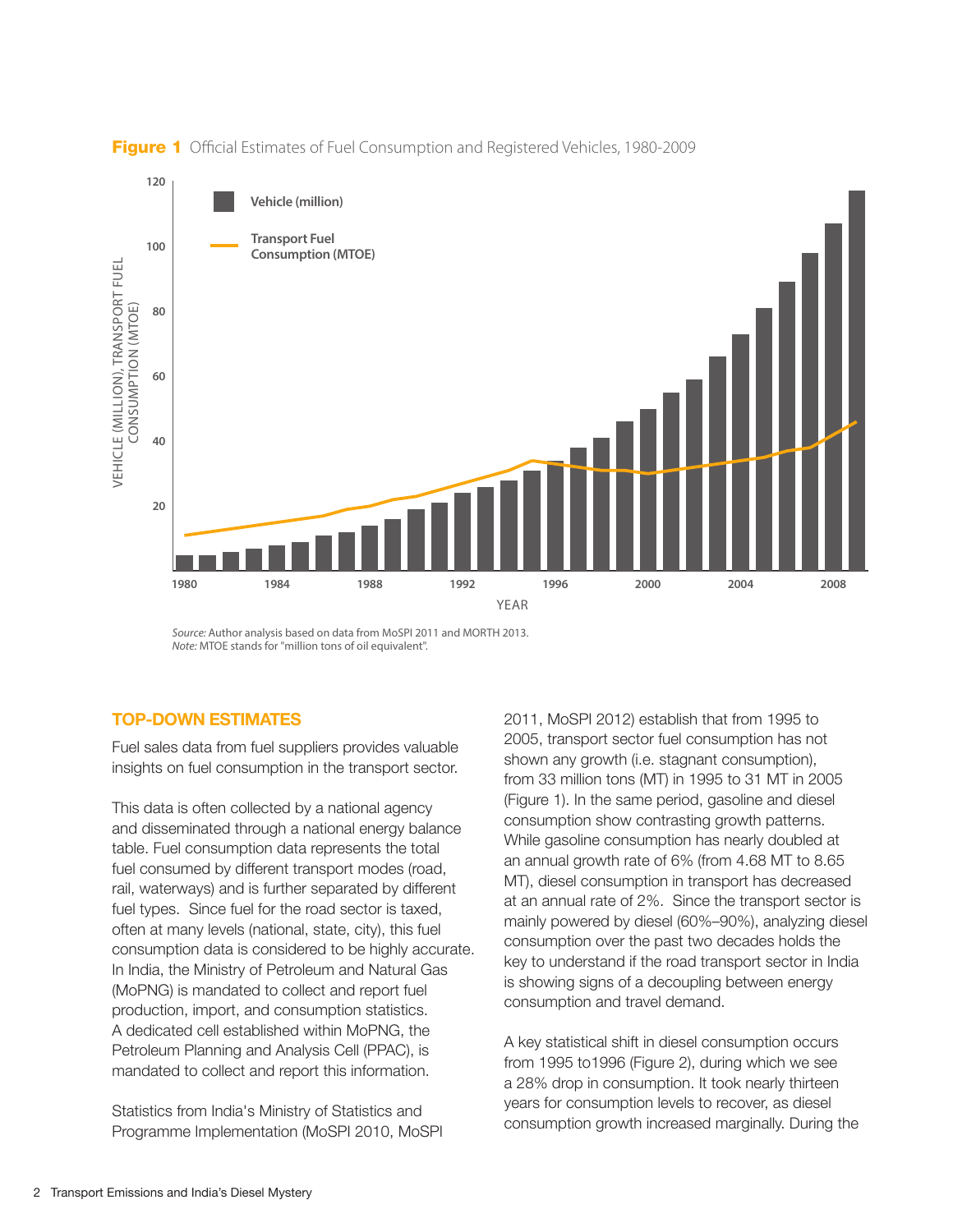**Figure 1** Official Estimates of Fuel Consumption and Registered Vehicles, 1980-2009

*Source:* Author analysis based on data from MoSPI 2011 and MORTH 2013.
*Note:* MTOE stands for "million tons of oil equivalent".

## TOP-DOWN ESTIMATES

Fuel sales data from fuel suppliers provides valuable insights on fuel consumption in the transport sector.

This data is often collected by a national agency and disseminated through a national energy balance table. Fuel consumption data represents the total fuel consumed by different transport modes (road, rail, waterways) and is further separated by different fuel types. Since fuel for the road sector is taxed, often at many levels (national, state, city), this fuel consumption data is considered to be highly accurate. In India, the Ministry of Petroleum and Natural Gas (MoPNG) is mandated to collect and report fuel production, import, and consumption statistics. A dedicated cell established within MoPNG, the Petroleum Planning and Analysis Cell (PPAC), is mandated to collect and report this information.

Statistics from India's Ministry of Statistics and Programme Implementation (MoSPI 2010, MoSPI 2011, MoSPI 2012) establish that from 1995 to 2005, transport sector fuel consumption has not shown any growth (i.e. stagnant consumption), from 33 million tons (MT) in 1995 to 31 MT in 2005 (Figure 1). In the same period, gasoline and diesel consumption show contrasting growth patterns. While gasoline consumption has nearly doubled at an annual growth rate of 6% (from 4.68 MT to 8.65 MT), diesel consumption in transport has decreased at an annual rate of 2%. Since the transport sector is mainly powered by diesel (60%–90%), analyzing diesel consumption over the past two decades holds the key to understand if the road transport sector in India is showing signs of a decoupling between energy consumption and travel demand.

A key statistical shift in diesel consumption occurs from 1995 to1996 (Figure 2), during which we see a 28% drop in consumption. It took nearly thirteen years for consumption levels to recover, as diesel consumption growth increased marginally. During the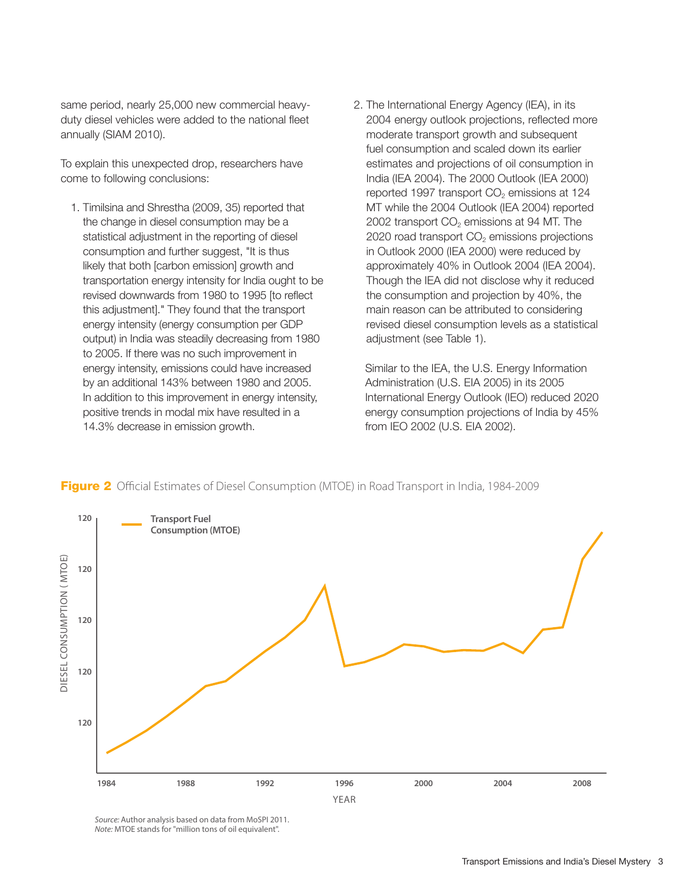same period, nearly 25,000 new commercial heavy-duty diesel vehicles were added to the national fleet annually (SIAM 2010).

To explain this unexpected drop, researchers have come to following conclusions:

1. Timilsina and Shrestha (2009, 35) reported that the change in diesel consumption may be a statistical adjustment in the reporting of diesel consumption and further suggest, "It is thus likely that both [carbon emission] growth and transportation energy intensity for India ought to be revised downwards from 1980 to 1995 [to reflect this adjustment]." They found that the transport energy intensity (energy consumption per GDP output) in India was steadily decreasing from 1980 to 2005. If there was no such improvement in energy intensity, emissions could have increased by an additional 143% between 1980 and 2005. In addition to this improvement in energy intensity, positive trends in modal mix have resulted in a 14.3% decrease in emission growth.

2. The International Energy Agency (IEA), in its 2004 energy outlook projections, reflected more moderate transport growth and subsequent fuel consumption and scaled down its earlier estimates and projections of oil consumption in India (IEA 2004). The 2000 Outlook (IEA 2000) reported 1997 transport $CO_2$ emissions at 124 MT while the 2004 Outlook (IEA 2004) reported 2002 transport $CO_2$ emissions at 94 MT. The 2020 road transport $CO_2$ emissions projections in Outlook 2000 (IEA 2000) were reduced by approximately 40% in Outlook 2004 (IEA 2004). Though the IEA did not disclose why it reduced the consumption and projection by 40%, the main reason can be attributed to considering revised diesel consumption levels as a statistical adjustment (see Table 1).

   Similar to the IEA, the U.S. Energy Information Administration (U.S. EIA 2005) in its 2005 International Energy Outlook (IEO) reduced 2020 energy consumption projections of India by 45% from IEO 2002 (U.S. EIA 2002).

**Figure 2** Official Estimates of Diesel Consumption (MTOE) in Road Transport in India, 1984-2009

*Source:* Author analysis based on data from MoSPI 2011.
*Note:* MTOE stands for "million tons of oil equivalent".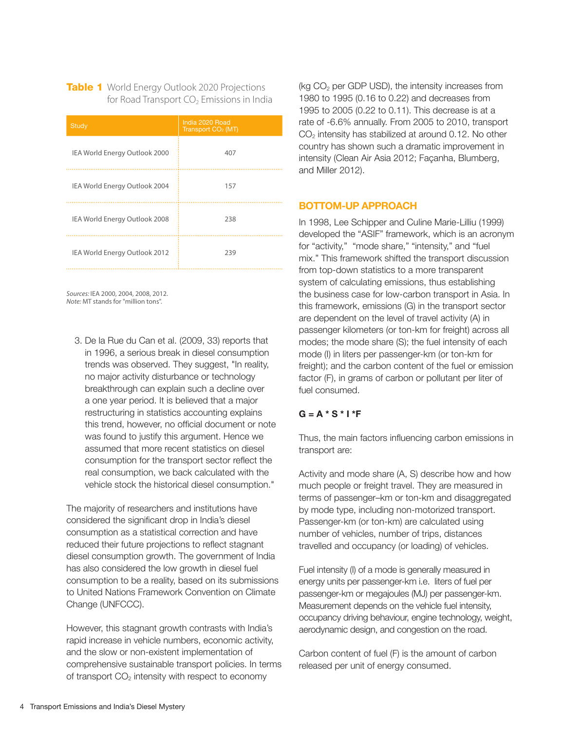**Table 1** World Energy Outlook 2020 Projections for Road Transport $CO_2$ Emissions in India

| Study | India 2020 Road Transport $CO_2$ (MT) |
| --- | --- |
| IEA World Energy Outlook 2000 | 407 |
| IEA World Energy Outlook 2004 | 157 |
| IEA World Energy Outlook 2008 | 238 |
| IEA World Energy Outlook 2012 | 239 |

*Sources:* IEA 2000, 2004, 2008, 2012.
*Note:* MT stands for "million tons".

3. De la Rue du Can et al. (2009, 33) reports that in 1996, a serious break in diesel consumption trends was observed. They suggest, "In reality, no major activity disturbance or technology breakthrough can explain such a decline over a one year period. It is believed that a major restructuring in statistics accounting explains this trend, however, no official document or note was found to justify this argument. Hence we assumed that more recent statistics on diesel consumption for the transport sector reflect the real consumption, we back calculated with the vehicle stock the historical diesel consumption."

The majority of researchers and institutions have considered the significant drop in India's diesel consumption as a statistical correction and have reduced their future projections to reflect stagnant diesel consumption growth. The government of India has also considered the low growth in diesel fuel consumption to be a reality, based on its submissions to United Nations Framework Convention on Climate Change (UNFCCC).

However, this stagnant growth contrasts with India's rapid increase in vehicle numbers, economic activity, and the slow or non-existent implementation of comprehensive sustainable transport policies. In terms of transport $CO_2$ intensity with respect to economy (kg $CO_2$ per GDP USD), the intensity increases from 1980 to 1995 (0.16 to 0.22) and decreases from 1995 to 2005 (0.22 to 0.11). This decrease is at a rate of -6.6% annually. From 2005 to 2010, transport $CO_2$ intensity has stabilized at around 0.12. No other country has shown such a dramatic improvement in intensity (Clean Air Asia 2012; Façanha, Blumberg, and Miller 2012).

## BOTTOM-UP APPROACH

In 1998, Lee Schipper and Culine Marie-Lilliu (1999) developed the "ASIF" framework, which is an acronym for "activity," "mode share," "intensity," and "fuel mix." This framework shifted the transport discussion from top-down statistics to a more transparent system of calculating emissions, thus establishing the business case for low-carbon transport in Asia. In this framework, emissions (G) in the transport sector are dependent on the level of travel activity (A) in passenger kilometers (or ton-km for freight) across all modes; the mode share (S); the fuel intensity of each mode (I) in liters per passenger-km (or ton-km for freight); and the carbon content of the fuel or emission factor (F), in grams of carbon or pollutant per liter of fuel consumed.

$$G = A * S * I * F$$

Thus, the main factors influencing carbon emissions in transport are:

Activity and mode share (A, S) describe how and how much people or freight travel. They are measured in terms of passenger–km or ton-km and disaggregated by mode type, including non-motorized transport. Passenger-km (or ton-km) are calculated using number of vehicles, number of trips, distances travelled and occupancy (or loading) of vehicles.

Fuel intensity (I) of a mode is generally measured in energy units per passenger-km i.e. liters of fuel per passenger-km or megajoules (MJ) per passenger-km. Measurement depends on the vehicle fuel intensity, occupancy driving behaviour, engine technology, weight, aerodynamic design, and congestion on the road.

Carbon content of fuel (F) is the amount of carbon released per unit of energy consumed.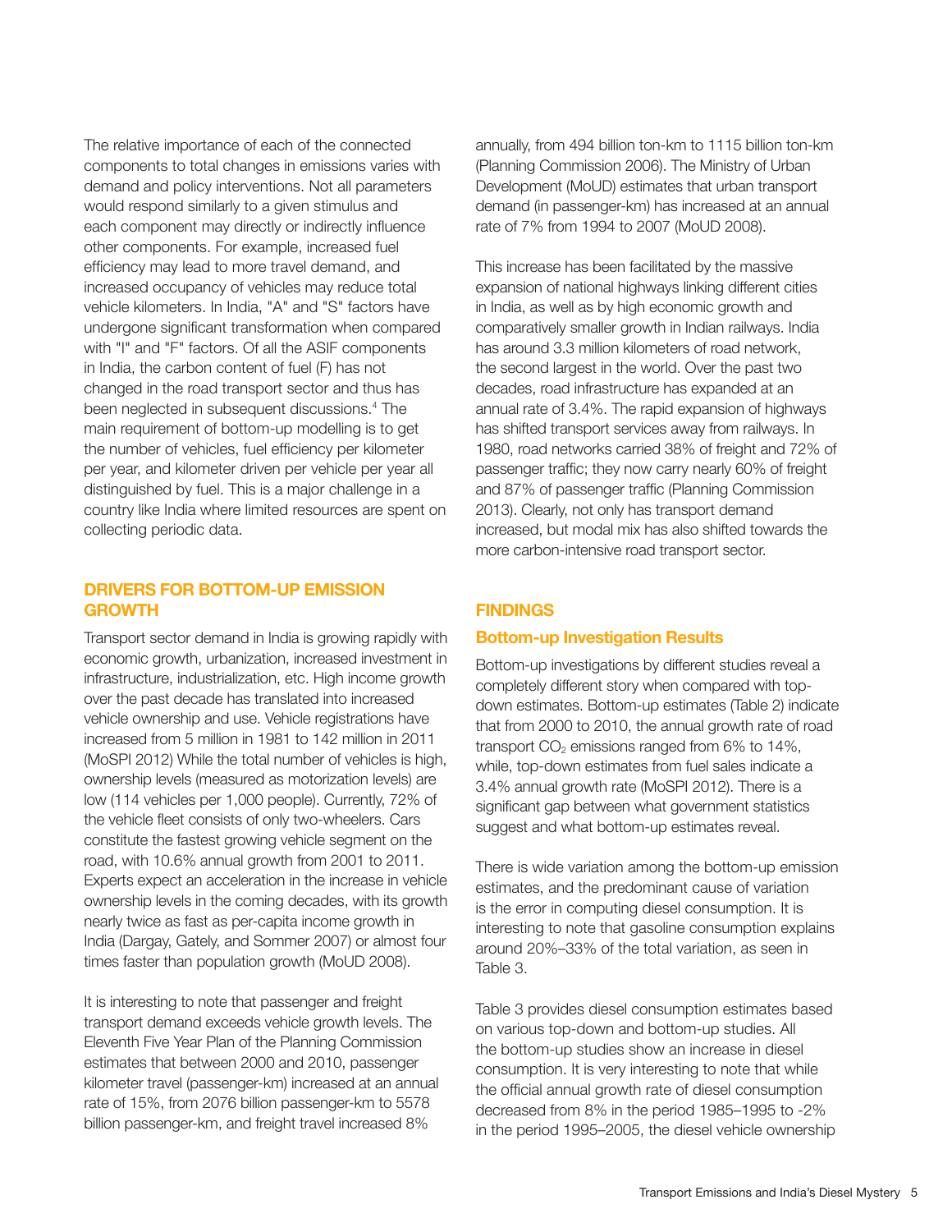The relative importance of each of the connected components to total changes in emissions varies with demand and policy interventions. Not all parameters would respond similarly to a given stimulus and each component may directly or indirectly influence other components. For example, increased fuel efficiency may lead to more travel demand, and increased occupancy of vehicles may reduce total vehicle kilometers. In India, "A" and "S" factors have undergone significant transformation when compared with "I" and "F" factors. Of all the ASIF components in India, the carbon content of fuel (F) has not changed in the road transport sector and thus has been neglected in subsequent discussions.[4] The main requirement of bottom-up modelling is to get the number of vehicles, fuel efficiency per kilometer per year, and kilometer driven per vehicle per year all distinguished by fuel. This is a major challenge in a country like India where limited resources are spent on collecting periodic data.

## DRIVERS FOR BOTTOM-UP EMISSION GROWTH

Transport sector demand in India is growing rapidly with economic growth, urbanization, increased investment in infrastructure, industrialization, etc. High income growth over the past decade has translated into increased vehicle ownership and use. Vehicle registrations have increased from 5 million in 1981 to 142 million in 2011 (MoSPI 2012) While the total number of vehicles is high, ownership levels (measured as motorization levels) are low (114 vehicles per 1,000 people). Currently, 72% of the vehicle fleet consists of only two-wheelers. Cars constitute the fastest growing vehicle segment on the road, with 10.6% annual growth from 2001 to 2011. Experts expect an acceleration in the increase in vehicle ownership levels in the coming decades, with its growth nearly twice as fast as per-capita income growth in India (Dargay, Gately, and Sommer 2007) or almost four times faster than population growth (MoUD 2008).

It is interesting to note that passenger and freight transport demand exceeds vehicle growth levels. The Eleventh Five Year Plan of the Planning Commission estimates that between 2000 and 2010, passenger kilometer travel (passenger-km) increased at an annual rate of 15%, from 2076 billion passenger-km to 5578 billion passenger-km, and freight travel increased 8% annually, from 494 billion ton-km to 1115 billion ton-km (Planning Commission 2006). The Ministry of Urban Development (MoUD) estimates that urban transport demand (in passenger-km) has increased at an annual rate of 7% from 1994 to 2007 (MoUD 2008).

This increase has been facilitated by the massive expansion of national highways linking different cities in India, as well as by high economic growth and comparatively smaller growth in Indian railways. India has around 3.3 million kilometers of road network, the second largest in the world. Over the past two decades, road infrastructure has expanded at an annual rate of 3.4%. The rapid expansion of highways has shifted transport services away from railways. In 1980, road networks carried 38% of freight and 72% of passenger traffic; they now carry nearly 60% of freight and 87% of passenger traffic (Planning Commission 2013). Clearly, not only has transport demand increased, but modal mix has also shifted towards the more carbon-intensive road transport sector.

## FINDINGS

### Bottom-up Investigation Results

Bottom-up investigations by different studies reveal a completely different story when compared with top-down estimates. Bottom-up estimates (Table 2) indicate that from 2000 to 2010, the annual growth rate of road transport $CO_2$ emissions ranged from 6% to 14%, while, top-down estimates from fuel sales indicate a 3.4% annual growth rate (MoSPI 2012). There is a significant gap between what government statistics suggest and what bottom-up estimates reveal.

There is wide variation among the bottom-up emission estimates, and the predominant cause of variation is the error in computing diesel consumption. It is interesting to note that gasoline consumption explains around 20%–33% of the total variation, as seen in Table 3.

Table 3 provides diesel consumption estimates based on various top-down and bottom-up studies. All the bottom-up studies show an increase in diesel consumption. It is very interesting to note that while the official annual growth rate of diesel consumption decreased from 8% in the period 1985–1995 to -2% in the period 1995–2005, the diesel vehicle ownership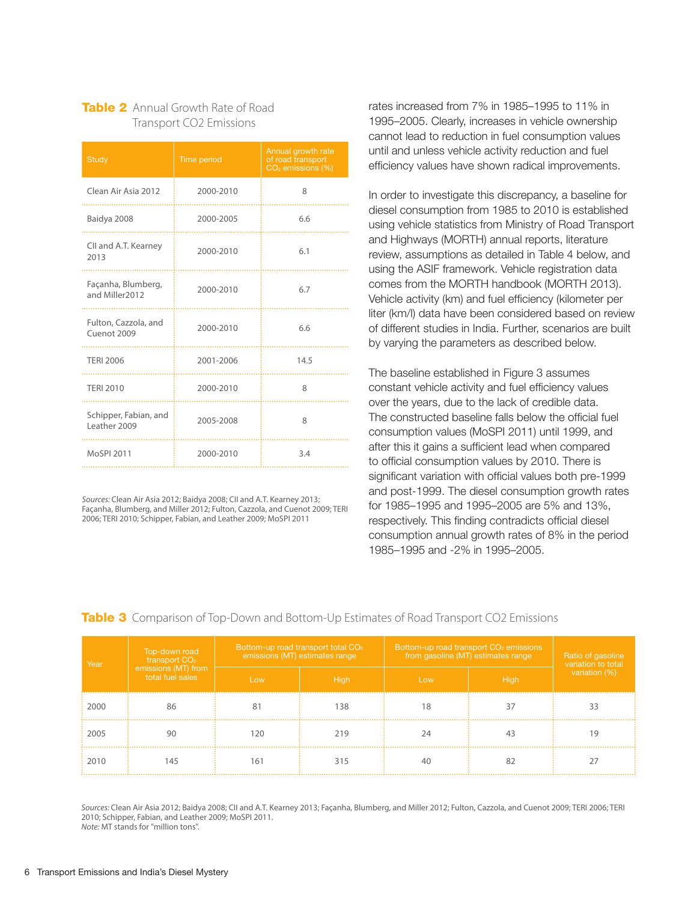**Table 2** Annual Growth Rate of Road Transport CO2 Emissions

| Study | Time period | Annual growth rate of road transport $CO_2$ emissions (%) |
|---|---|---|
| Clean Air Asia 2012 | 2000-2010 | 8 |
| Baidya 2008 | 2000-2005 | 6.6 |
| CII and A.T. Kearney 2013 | 2000-2010 | 6.1 |
| Façanha, Blumberg, and Miller2012 | 2000-2010 | 6.7 |
| Fulton, Cazzola, and Cuenot 2009 | 2000-2010 | 6.6 |
| TERI 2006 | 2001-2006 | 14.5 |
| TERI 2010 | 2000-2010 | 8 |
| Schipper, Fabian, and Leather 2009 | 2005-2008 | 8 |
| MoSPI 2011 | 2000-2010 | 3.4 |

*Sources:* Clean Air Asia 2012; Baidya 2008; CII and A.T. Kearney 2013; Façanha, Blumberg, and Miller 2012; Fulton, Cazzola, and Cuenot 2009; TERI 2006; TERI 2010; Schipper, Fabian, and Leather 2009; MoSPI 2011

rates increased from 7% in 1985–1995 to 11% in 1995–2005. Clearly, increases in vehicle ownership cannot lead to reduction in fuel consumption values until and unless vehicle activity reduction and fuel efficiency values have shown radical improvements.

In order to investigate this discrepancy, a baseline for diesel consumption from 1985 to 2010 is established using vehicle statistics from Ministry of Road Transport and Highways (MORTH) annual reports, literature review, assumptions as detailed in Table 4 below, and using the ASIF framework. Vehicle registration data comes from the MORTH handbook (MORTH 2013). Vehicle activity (km) and fuel efficiency (kilometer per liter (km/l) data have been considered based on review of different studies in India. Further, scenarios are built by varying the parameters as described below.

The baseline established in Figure 3 assumes constant vehicle activity and fuel efficiency values over the years, due to the lack of credible data. The constructed baseline falls below the official fuel consumption values (MoSPI 2011) until 1999, and after this it gains a sufficient lead when compared to official consumption values by 2010. There is significant variation with official values both pre-1999 and post-1999. The diesel consumption growth rates for 1985–1995 and 1995–2005 are 5% and 13%, respectively. This finding contradicts official diesel consumption annual growth rates of 8% in the period 1985–1995 and -2% in 1995–2005.

**Table 3** Comparison of Top-Down and Bottom-Up Estimates of Road Transport CO2 Emissions

| Year | Top-down road transport $CO_2$ emissions (MT) from total fuel sales | Bottom-up road transport total $CO_2$ emissions (MT) estimates range | | Bottom-up road transport $CO_2$ emissions from gasoline (MT) estimates range | | Ratio of gasoline variation to total variation (%) |
|---|---|---|---|---|---|---|
| | | Low | High | Low | High | |
| 2000 | 86 | 81 | 138 | 18 | 37 | 33 |
| 2005 | 90 | 120 | 219 | 24 | 43 | 19 |
| 2010 | 145 | 161 | 315 | 40 | 82 | 27 |

*Sources:* Clean Air Asia 2012; Baidya 2008; CII and A.T. Kearney 2013; Façanha, Blumberg, and Miller 2012; Fulton, Cazzola, and Cuenot 2009; TERI 2006; TERI 2010; Schipper, Fabian, and Leather 2009; MoSPI 2011.
*Note:* MT stands for "million tons".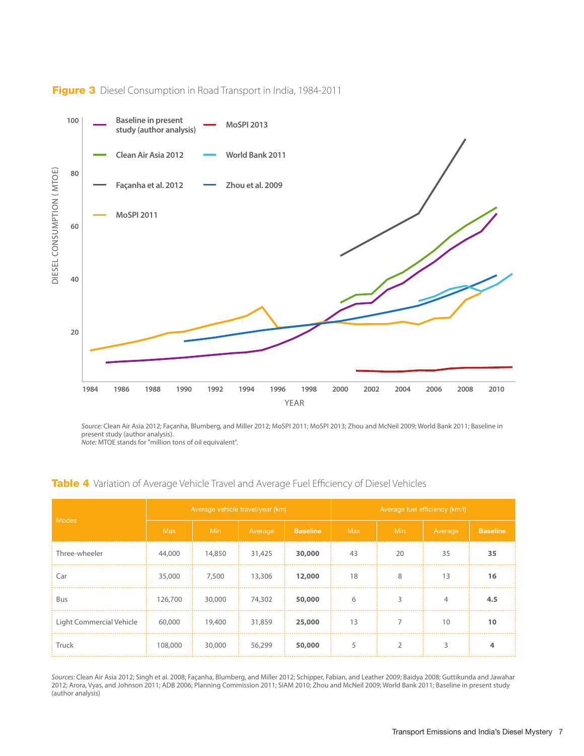**Figure 3** Diesel Consumption in Road Transport in India, 1984-2011

*Source:* Clean Air Asia 2012; Façanha, Blumberg, and Miller 2012; MoSPI 2011; MoSPI 2013; Zhou and McNeil 2009; World Bank 2011; Baseline in present study (author analysis).
*Note:* MTOE stands for "million tons of oil equivalent".

**Table 4** Variation of Average Vehicle Travel and Average Fuel Efficiency of Diesel Vehicles

| Modes | Average vehicle travel/year (km) | | | | Average fuel efficiency (km/l) | | | |
|---|---|---|---|---|---|---|---|---|
| | Max | Min | Average | **Baseline** | Max | Min | Average | **Baseline** |
| Three-wheeler | 44,000 | 14,850 | 31,425 | **30,000** | 43 | 20 | 35 | **35** |
| Car | 35,000 | 7,500 | 13,306 | **12,000** | 18 | 8 | 13 | **16** |
| Bus | 126,700 | 30,000 | 74,302 | **50,000** | 6 | 3 | 4 | **4.5** |
| Light Commercial Vehicle | 60,000 | 19,400 | 31,859 | **25,000** | 13 | 7 | 10 | **10** |
| Truck | 108,000 | 30,000 | 56,299 | **50,000** | 5 | 2 | 3 | **4** |

*Sources:* Clean Air Asia 2012; Singh et al. 2008; Façanha, Blumberg, and Miller 2012; Schipper, Fabian, and Leather 2009; Baidya 2008; Guttikunda and Jawahar 2012; Arora, Vyas, and Johnson 2011; ADB 2006; Planning Commission 2011; SIAM 2010; Zhou and McNeil 2009; World Bank 2011; Baseline in present study (author analysis)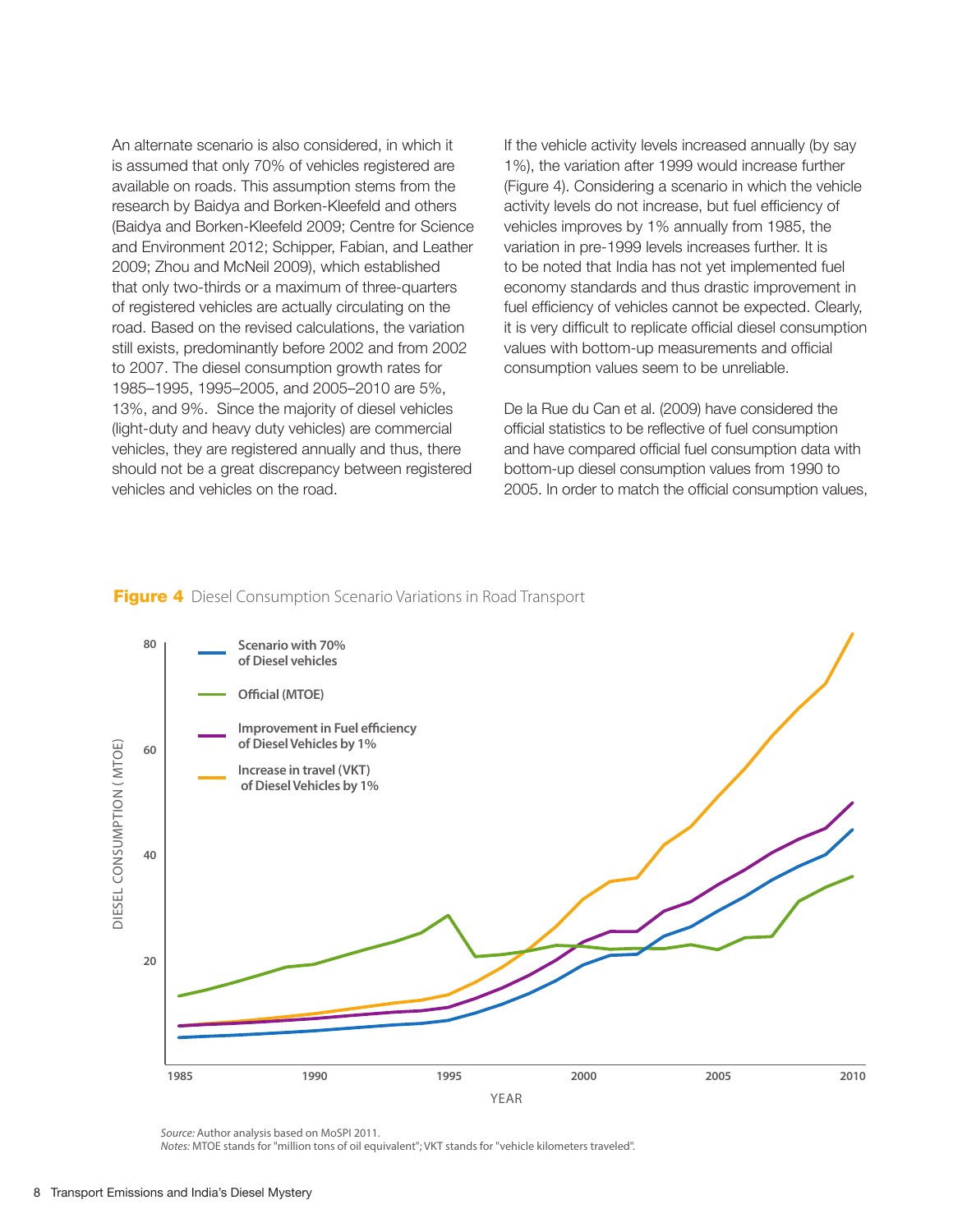An alternate scenario is also considered, in which it is assumed that only 70% of vehicles registered are available on roads. This assumption stems from the research by Baidya and Borken-Kleefeld and others (Baidya and Borken-Kleefeld 2009; Centre for Science and Environment 2012; Schipper, Fabian, and Leather 2009; Zhou and McNeil 2009), which established that only two-thirds or a maximum of three-quarters of registered vehicles are actually circulating on the road. Based on the revised calculations, the variation still exists, predominantly before 2002 and from 2002 to 2007. The diesel consumption growth rates for 1985–1995, 1995–2005, and 2005–2010 are 5%, 13%, and 9%. Since the majority of diesel vehicles (light-duty and heavy duty vehicles) are commercial vehicles, they are registered annually and thus, there should not be a great discrepancy between registered vehicles and vehicles on the road.

If the vehicle activity levels increased annually (by say 1%), the variation after 1999 would increase further (Figure 4). Considering a scenario in which the vehicle activity levels do not increase, but fuel efficiency of vehicles improves by 1% annually from 1985, the variation in pre-1999 levels increases further. It is to be noted that India has not yet implemented fuel economy standards and thus drastic improvement in fuel efficiency of vehicles cannot be expected. Clearly, it is very difficult to replicate official diesel consumption values with bottom-up measurements and official consumption values seem to be unreliable.

De la Rue du Can et al. (2009) have considered the official statistics to be reflective of fuel consumption and have compared official fuel consumption data with bottom-up diesel consumption values from 1990 to 2005. In order to match the official consumption values,

**Figure 4** Diesel Consumption Scenario Variations in Road Transport

*Source:* Author analysis based on MoSPI 2011.
*Notes:* MTOE stands for "million tons of oil equivalent"; VKT stands for "vehicle kilometers traveled".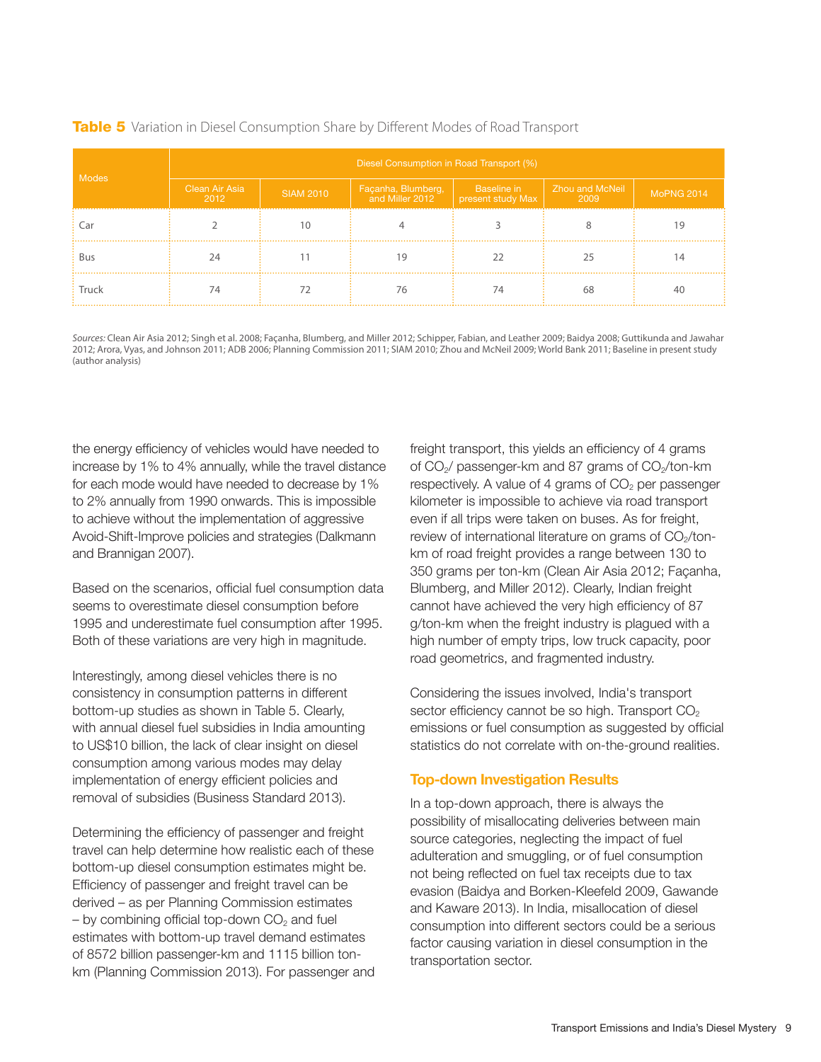**Table 5** Variation in Diesel Consumption Share by Different Modes of Road Transport

| Modes | Diesel Consumption in Road Transport (%) | | | | | |
|---|---|---|---|---|---|---|
| | Clean Air Asia 2012 | SIAM 2010 | Façanha, Blumberg, and Miller 2012 | Baseline in present study Max | Zhou and McNeil 2009 | MoPNG 2014 |
| Car | 2 | 10 | 4 | 3 | 8 | 19 |
| Bus | 24 | 11 | 19 | 22 | 25 | 14 |
| Truck | 74 | 72 | 76 | 74 | 68 | 40 |

*Sources:* Clean Air Asia 2012; Singh et al. 2008; Façanha, Blumberg, and Miller 2012; Schipper, Fabian, and Leather 2009; Baidya 2008; Guttikunda and Jawahar 2012; Arora, Vyas, and Johnson 2011; ADB 2006; Planning Commission 2011; SIAM 2010; Zhou and McNeil 2009; World Bank 2011; Baseline in present study (author analysis)

the energy efficiency of vehicles would have needed to increase by 1% to 4% annually, while the travel distance for each mode would have needed to decrease by 1% to 2% annually from 1990 onwards. This is impossible to achieve without the implementation of aggressive Avoid-Shift-Improve policies and strategies (Dalkmann and Brannigan 2007).

Based on the scenarios, official fuel consumption data seems to overestimate diesel consumption before 1995 and underestimate fuel consumption after 1995. Both of these variations are very high in magnitude.

Interestingly, among diesel vehicles there is no consistency in consumption patterns in different bottom-up studies as shown in Table 5. Clearly, with annual diesel fuel subsidies in India amounting to US$10 billion, the lack of clear insight on diesel consumption among various modes may delay implementation of energy efficient policies and removal of subsidies (Business Standard 2013).

Determining the efficiency of passenger and freight travel can help determine how realistic each of these bottom-up diesel consumption estimates might be. Efficiency of passenger and freight travel can be derived – as per Planning Commission estimates – by combining official top-down $CO_2$ and fuel estimates with bottom-up travel demand estimates of 8572 billion passenger-km and 1115 billion ton-km (Planning Commission 2013). For passenger and freight transport, this yields an efficiency of 4 grams of $CO_2$/ passenger-km and 87 grams of $CO_2$/ton-km respectively. A value of 4 grams of $CO_2$ per passenger kilometer is impossible to achieve via road transport even if all trips were taken on buses. As for freight, review of international literature on grams of $CO_2$/ton-km of road freight provides a range between 130 to 350 grams per ton-km (Clean Air Asia 2012; Façanha, Blumberg, and Miller 2012). Clearly, Indian freight cannot have achieved the very high efficiency of 87 g/ton-km when the freight industry is plagued with a high number of empty trips, low truck capacity, poor road geometrics, and fragmented industry.

Considering the issues involved, India's transport sector efficiency cannot be so high. Transport $CO_2$ emissions or fuel consumption as suggested by official statistics do not correlate with on-the-ground realities.

## Top-down Investigation Results

In a top-down approach, there is always the possibility of misallocating deliveries between main source categories, neglecting the impact of fuel adulteration and smuggling, or of fuel consumption not being reflected on fuel tax receipts due to tax evasion (Baidya and Borken-Kleefeld 2009, Gawande and Kaware 2013). In India, misallocation of diesel consumption into different sectors could be a serious factor causing variation in diesel consumption in the transportation sector.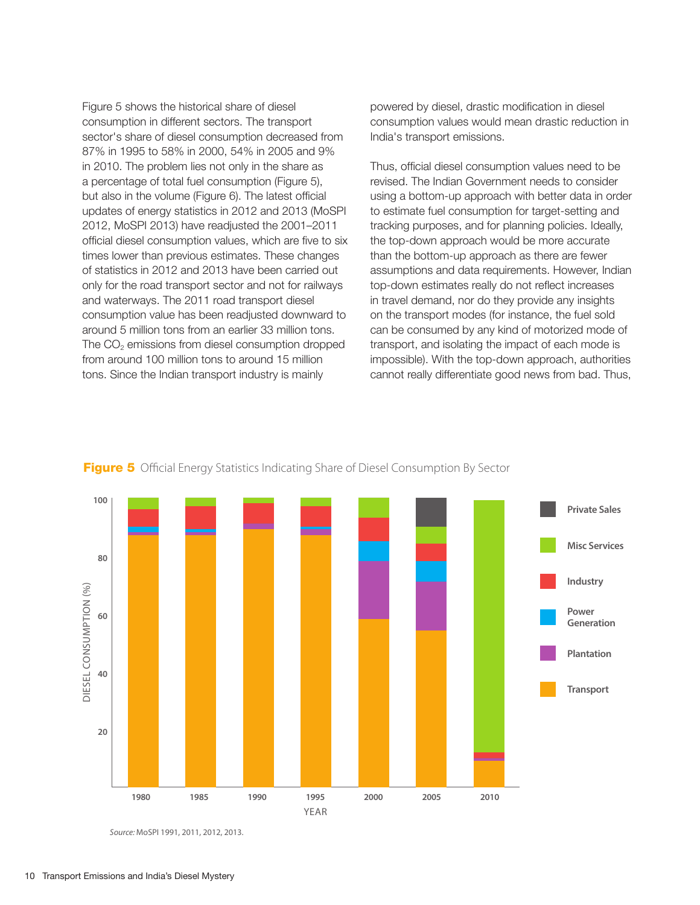Figure 5 shows the historical share of diesel consumption in different sectors. The transport sector's share of diesel consumption decreased from 87% in 1995 to 58% in 2000, 54% in 2005 and 9% in 2010. The problem lies not only in the share as a percentage of total fuel consumption (Figure 5), but also in the volume (Figure 6). The latest official updates of energy statistics in 2012 and 2013 (MoSPI 2012, MoSPI 2013) have readjusted the 2001–2011 official diesel consumption values, which are five to six times lower than previous estimates. These changes of statistics in 2012 and 2013 have been carried out only for the road transport sector and not for railways and waterways. The 2011 road transport diesel consumption value has been readjusted downward to around 5 million tons from an earlier 33 million tons. The $CO_2$ emissions from diesel consumption dropped from around 100 million tons to around 15 million tons. Since the Indian transport industry is mainly powered by diesel, drastic modification in diesel consumption values would mean drastic reduction in India's transport emissions.

Thus, official diesel consumption values need to be revised. The Indian Government needs to consider using a bottom-up approach with better data in order to estimate fuel consumption for target-setting and tracking purposes, and for planning policies. Ideally, the top-down approach would be more accurate than the bottom-up approach as there are fewer assumptions and data requirements. However, Indian top-down estimates really do not reflect increases in travel demand, nor do they provide any insights on the transport modes (for instance, the fuel sold can be consumed by any kind of motorized mode of transport, and isolating the impact of each mode is impossible). With the top-down approach, authorities cannot really differentiate good news from bad. Thus,

**Figure 5** Official Energy Statistics Indicating Share of Diesel Consumption By Sector

*Source:* MoSPI 1991, 2011, 2012, 2013.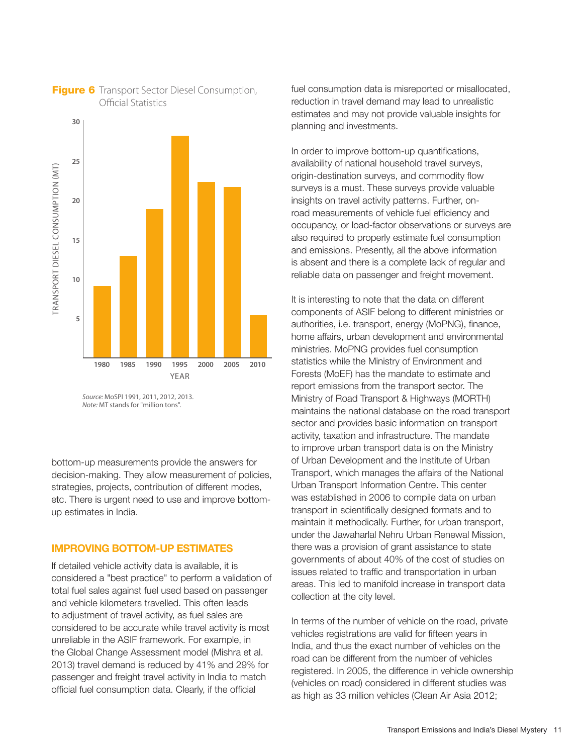**Figure 6** Transport Sector Diesel Consumption, Official Statistics

*Source:* MoSPI 1991, 2011, 2012, 2013.
*Note:* MT stands for "million tons".

bottom-up measurements provide the answers for decision-making. They allow measurement of policies, strategies, projects, contribution of different modes, etc. There is urgent need to use and improve bottom-up estimates in India.

## IMPROVING BOTTOM-UP ESTIMATES

If detailed vehicle activity data is available, it is considered a "best practice" to perform a validation of total fuel sales against fuel used based on passenger and vehicle kilometers travelled. This often leads to adjustment of travel activity, as fuel sales are considered to be accurate while travel activity is most unreliable in the ASIF framework. For example, in the Global Change Assessment model (Mishra et al. 2013) travel demand is reduced by 41% and 29% for passenger and freight travel activity in India to match official fuel consumption data. Clearly, if the official fuel consumption data is misreported or misallocated, reduction in travel demand may lead to unrealistic estimates and may not provide valuable insights for planning and investments.

In order to improve bottom-up quantifications, availability of national household travel surveys, origin-destination surveys, and commodity flow surveys is a must. These surveys provide valuable insights on travel activity patterns. Further, on-road measurements of vehicle fuel efficiency and occupancy, or load-factor observations or surveys are also required to properly estimate fuel consumption and emissions. Presently, all the above information is absent and there is a complete lack of regular and reliable data on passenger and freight movement.

It is interesting to note that the data on different components of ASIF belong to different ministries or authorities, i.e. transport, energy (MoPNG), finance, home affairs, urban development and environmental ministries. MoPNG provides fuel consumption statistics while the Ministry of Environment and Forests (MoEF) has the mandate to estimate and report emissions from the transport sector. The Ministry of Road Transport & Highways (MORTH) maintains the national database on the road transport sector and provides basic information on transport activity, taxation and infrastructure. The mandate to improve urban transport data is on the Ministry of Urban Development and the Institute of Urban Transport, which manages the affairs of the National Urban Transport Information Centre. This center was established in 2006 to compile data on urban transport in scientifically designed formats and to maintain it methodically. Further, for urban transport, under the Jawaharlal Nehru Urban Renewal Mission, there was a provision of grant assistance to state governments of about 40% of the cost of studies on issues related to traffic and transportation in urban areas. This led to manifold increase in transport data collection at the city level.

In terms of the number of vehicle on the road, private vehicles registrations are valid for fifteen years in India, and thus the exact number of vehicles on the road can be different from the number of vehicles registered. In 2005, the difference in vehicle ownership (vehicles on road) considered in different studies was as high as 33 million vehicles (Clean Air Asia 2012;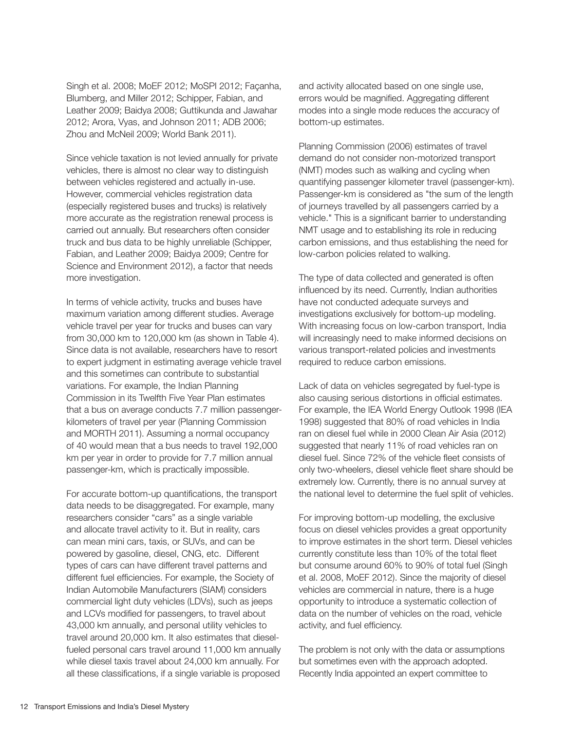Singh et al. 2008; MoEF 2012; MoSPI 2012; Façanha, Blumberg, and Miller 2012; Schipper, Fabian, and Leather 2009; Baidya 2008; Guttikunda and Jawahar 2012; Arora, Vyas, and Johnson 2011; ADB 2006; Zhou and McNeil 2009; World Bank 2011).

Since vehicle taxation is not levied annually for private vehicles, there is almost no clear way to distinguish between vehicles registered and actually in-use. However, commercial vehicles registration data (especially registered buses and trucks) is relatively more accurate as the registration renewal process is carried out annually. But researchers often consider truck and bus data to be highly unreliable (Schipper, Fabian, and Leather 2009; Baidya 2009; Centre for Science and Environment 2012), a factor that needs more investigation.

In terms of vehicle activity, trucks and buses have maximum variation among different studies. Average vehicle travel per year for trucks and buses can vary from 30,000 km to 120,000 km (as shown in Table 4). Since data is not available, researchers have to resort to expert judgment in estimating average vehicle travel and this sometimes can contribute to substantial variations. For example, the Indian Planning Commission in its Twelfth Five Year Plan estimates that a bus on average conducts 7.7 million passenger-kilometers of travel per year (Planning Commission and MORTH 2011). Assuming a normal occupancy of 40 would mean that a bus needs to travel 192,000 km per year in order to provide for 7.7 million annual passenger-km, which is practically impossible.

For accurate bottom-up quantifications, the transport data needs to be disaggregated. For example, many researchers consider "cars" as a single variable and allocate travel activity to it. But in reality, cars can mean mini cars, taxis, or SUVs, and can be powered by gasoline, diesel, CNG, etc. Different types of cars can have different travel patterns and different fuel efficiencies. For example, the Society of Indian Automobile Manufacturers (SIAM) considers commercial light duty vehicles (LDVs), such as jeeps and LCVs modified for passengers, to travel about 43,000 km annually, and personal utility vehicles to travel around 20,000 km. It also estimates that diesel-fueled personal cars travel around 11,000 km annually while diesel taxis travel about 24,000 km annually. For all these classifications, if a single variable is proposed and activity allocated based on one single use, errors would be magnified. Aggregating different modes into a single mode reduces the accuracy of bottom-up estimates.

Planning Commission (2006) estimates of travel demand do not consider non-motorized transport (NMT) modes such as walking and cycling when quantifying passenger kilometer travel (passenger-km). Passenger-km is considered as "the sum of the length of journeys travelled by all passengers carried by a vehicle." This is a significant barrier to understanding NMT usage and to establishing its role in reducing carbon emissions, and thus establishing the need for low-carbon policies related to walking.

The type of data collected and generated is often influenced by its need. Currently, Indian authorities have not conducted adequate surveys and investigations exclusively for bottom-up modeling. With increasing focus on low-carbon transport, India will increasingly need to make informed decisions on various transport-related policies and investments required to reduce carbon emissions.

Lack of data on vehicles segregated by fuel-type is also causing serious distortions in official estimates. For example, the IEA World Energy Outlook 1998 (IEA 1998) suggested that 80% of road vehicles in India ran on diesel fuel while in 2000 Clean Air Asia (2012) suggested that nearly 11% of road vehicles ran on diesel fuel. Since 72% of the vehicle fleet consists of only two-wheelers, diesel vehicle fleet share should be extremely low. Currently, there is no annual survey at the national level to determine the fuel split of vehicles.

For improving bottom-up modelling, the exclusive focus on diesel vehicles provides a great opportunity to improve estimates in the short term. Diesel vehicles currently constitute less than 10% of the total fleet but consume around 60% to 90% of total fuel (Singh et al. 2008, MoEF 2012). Since the majority of diesel vehicles are commercial in nature, there is a huge opportunity to introduce a systematic collection of data on the number of vehicles on the road, vehicle activity, and fuel efficiency.

The problem is not only with the data or assumptions but sometimes even with the approach adopted. Recently India appointed an expert committee to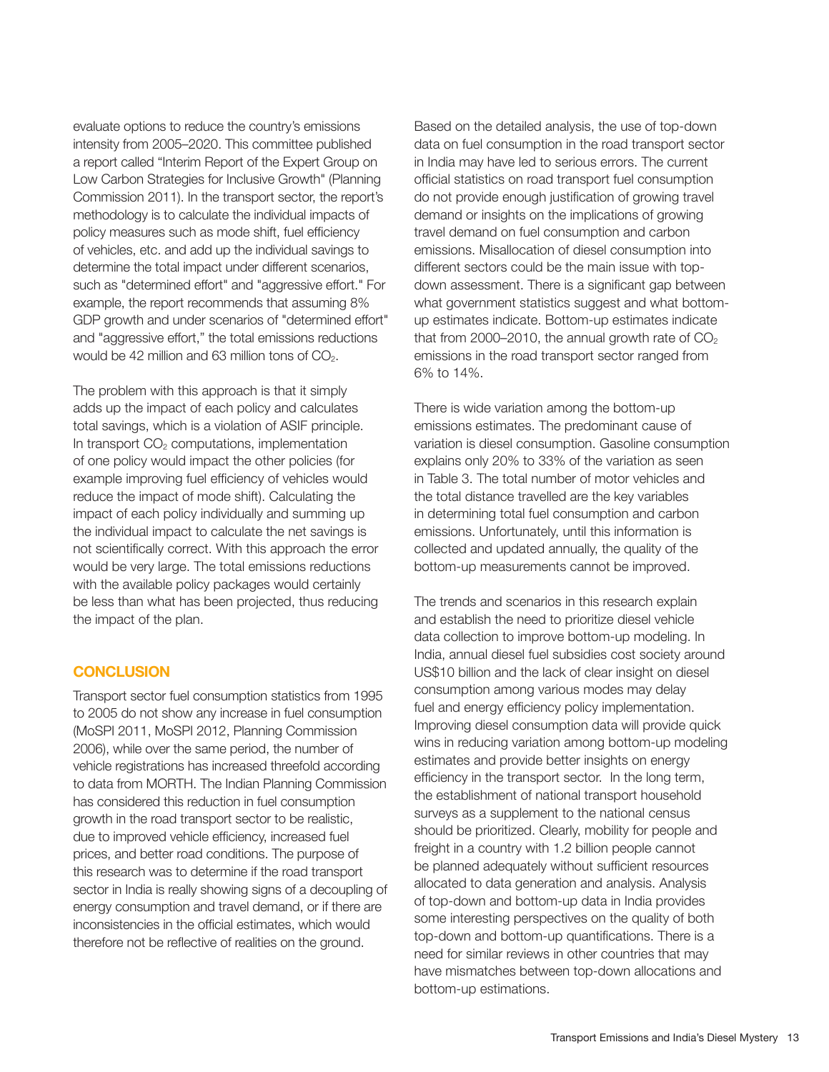evaluate options to reduce the country's emissions intensity from 2005–2020. This committee published a report called "Interim Report of the Expert Group on Low Carbon Strategies for Inclusive Growth" (Planning Commission 2011). In the transport sector, the report's methodology is to calculate the individual impacts of policy measures such as mode shift, fuel efficiency of vehicles, etc. and add up the individual savings to determine the total impact under different scenarios, such as "determined effort" and "aggressive effort." For example, the report recommends that assuming 8% GDP growth and under scenarios of "determined effort" and "aggressive effort," the total emissions reductions would be 42 million and 63 million tons of $CO_2$.

The problem with this approach is that it simply adds up the impact of each policy and calculates total savings, which is a violation of ASIF principle. In transport $CO_2$ computations, implementation of one policy would impact the other policies (for example improving fuel efficiency of vehicles would reduce the impact of mode shift). Calculating the impact of each policy individually and summing up the individual impact to calculate the net savings is not scientifically correct. With this approach the error would be very large. The total emissions reductions with the available policy packages would certainly be less than what has been projected, thus reducing the impact of the plan.

## CONCLUSION

Transport sector fuel consumption statistics from 1995 to 2005 do not show any increase in fuel consumption (MoSPI 2011, MoSPI 2012, Planning Commission 2006), while over the same period, the number of vehicle registrations has increased threefold according to data from MORTH. The Indian Planning Commission has considered this reduction in fuel consumption growth in the road transport sector to be realistic, due to improved vehicle efficiency, increased fuel prices, and better road conditions. The purpose of this research was to determine if the road transport sector in India is really showing signs of a decoupling of energy consumption and travel demand, or if there are inconsistencies in the official estimates, which would therefore not be reflective of realities on the ground.

Based on the detailed analysis, the use of top-down data on fuel consumption in the road transport sector in India may have led to serious errors. The current official statistics on road transport fuel consumption do not provide enough justification of growing travel demand or insights on the implications of growing travel demand on fuel consumption and carbon emissions. Misallocation of diesel consumption into different sectors could be the main issue with top-down assessment. There is a significant gap between what government statistics suggest and what bottom-up estimates indicate. Bottom-up estimates indicate that from 2000–2010, the annual growth rate of $CO_2$ emissions in the road transport sector ranged from 6% to 14%.

There is wide variation among the bottom-up emissions estimates. The predominant cause of variation is diesel consumption. Gasoline consumption explains only 20% to 33% of the variation as seen in Table 3. The total number of motor vehicles and the total distance travelled are the key variables in determining total fuel consumption and carbon emissions. Unfortunately, until this information is collected and updated annually, the quality of the bottom-up measurements cannot be improved.

The trends and scenarios in this research explain and establish the need to prioritize diesel vehicle data collection to improve bottom-up modeling. In India, annual diesel fuel subsidies cost society around US$10 billion and the lack of clear insight on diesel consumption among various modes may delay fuel and energy efficiency policy implementation. Improving diesel consumption data will provide quick wins in reducing variation among bottom-up modeling estimates and provide better insights on energy efficiency in the transport sector. In the long term, the establishment of national transport household surveys as a supplement to the national census should be prioritized. Clearly, mobility for people and freight in a country with 1.2 billion people cannot be planned adequately without sufficient resources allocated to data generation and analysis. Analysis of top-down and bottom-up data in India provides some interesting perspectives on the quality of both top-down and bottom-up quantifications. There is a need for similar reviews in other countries that may have mismatches between top-down allocations and bottom-up estimations.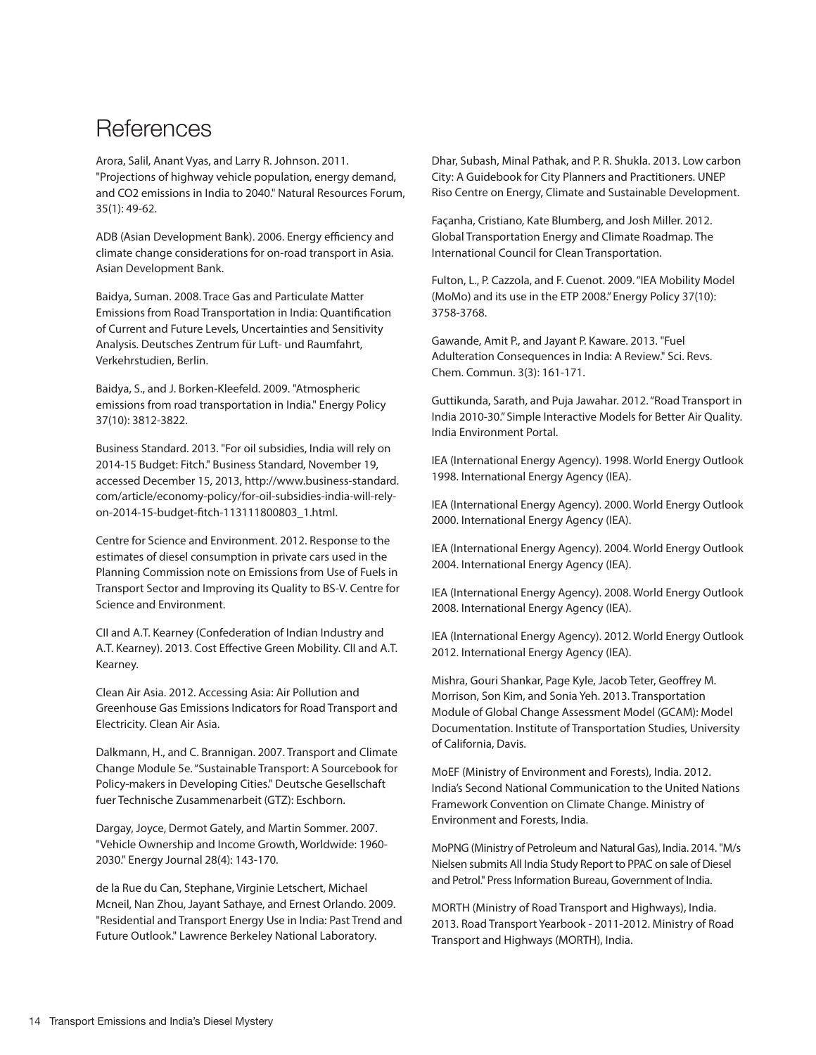## References

Arora, Salil, Anant Vyas, and Larry R. Johnson. 2011. "Projections of highway vehicle population, energy demand, and CO2 emissions in India to 2040." Natural Resources Forum, 35(1): 49-62.

ADB (Asian Development Bank). 2006. Energy efficiency and climate change considerations for on-road transport in Asia. Asian Development Bank.

Baidya, Suman. 2008. Trace Gas and Particulate Matter Emissions from Road Transportation in India: Quantification of Current and Future Levels, Uncertainties and Sensitivity Analysis. Deutsches Zentrum für Luft- und Raumfahrt, Verkehrstudien, Berlin.

Baidya, S., and J. Borken-Kleefeld. 2009. "Atmospheric emissions from road transportation in India." Energy Policy 37(10): 3812-3822.

Business Standard. 2013. "For oil subsidies, India will rely on 2014-15 Budget: Fitch." Business Standard, November 19, accessed December 15, 2013, http://www.business-standard.com/article/economy-policy/for-oil-subsidies-india-will-rely-on-2014-15-budget-fitch-113111800803_1.html.

Centre for Science and Environment. 2012. Response to the estimates of diesel consumption in private cars used in the Planning Commission note on Emissions from Use of Fuels in Transport Sector and Improving its Quality to BS-V. Centre for Science and Environment.

CII and A.T. Kearney (Confederation of Indian Industry and A.T. Kearney). 2013. Cost Effective Green Mobility. CII and A.T. Kearney.

Clean Air Asia. 2012. Accessing Asia: Air Pollution and Greenhouse Gas Emissions Indicators for Road Transport and Electricity. Clean Air Asia.

Dalkmann, H., and C. Brannigan. 2007. Transport and Climate Change Module 5e. "Sustainable Transport: A Sourcebook for Policy-makers in Developing Cities." Deutsche Gesellschaft fuer Technische Zusammenarbeit (GTZ): Eschborn.

Dargay, Joyce, Dermot Gately, and Martin Sommer. 2007. "Vehicle Ownership and Income Growth, Worldwide: 1960-2030." Energy Journal 28(4): 143-170.

de la Rue du Can, Stephane, Virginie Letschert, Michael Mcneil, Nan Zhou, Jayant Sathaye, and Ernest Orlando. 2009. "Residential and Transport Energy Use in India: Past Trend and Future Outlook." Lawrence Berkeley National Laboratory.

Dhar, Subash, Minal Pathak, and P. R. Shukla. 2013. Low carbon City: A Guidebook for City Planners and Practitioners. UNEP Riso Centre on Energy, Climate and Sustainable Development.

Façanha, Cristiano, Kate Blumberg, and Josh Miller. 2012. Global Transportation Energy and Climate Roadmap. The International Council for Clean Transportation.

Fulton, L., P. Cazzola, and F. Cuenot. 2009. "IEA Mobility Model (MoMo) and its use in the ETP 2008." Energy Policy 37(10): 3758-3768.

Gawande, Amit P., and Jayant P. Kaware. 2013. "Fuel Adulteration Consequences in India: A Review." Sci. Revs. Chem. Commun. 3(3): 161-171.

Guttikunda, Sarath, and Puja Jawahar. 2012. "Road Transport in India 2010-30." Simple Interactive Models for Better Air Quality. India Environment Portal.

IEA (International Energy Agency). 1998. World Energy Outlook 1998. International Energy Agency (IEA).

IEA (International Energy Agency). 2000. World Energy Outlook 2000. International Energy Agency (IEA).

IEA (International Energy Agency). 2004. World Energy Outlook 2004. International Energy Agency (IEA).

IEA (International Energy Agency). 2008. World Energy Outlook 2008. International Energy Agency (IEA).

IEA (International Energy Agency). 2012. World Energy Outlook 2012. International Energy Agency (IEA).

Mishra, Gouri Shankar, Page Kyle, Jacob Teter, Geoffrey M. Morrison, Son Kim, and Sonia Yeh. 2013. Transportation Module of Global Change Assessment Model (GCAM): Model Documentation. Institute of Transportation Studies, University of California, Davis.

MoEF (Ministry of Environment and Forests), India. 2012. India's Second National Communication to the United Nations Framework Convention on Climate Change. Ministry of Environment and Forests, India.

MoPNG (Ministry of Petroleum and Natural Gas), India. 2014. "M/s Nielsen submits All India Study Report to PPAC on sale of Diesel and Petrol." Press Information Bureau, Government of India.

MORTH (Ministry of Road Transport and Highways), India. 2013. Road Transport Yearbook - 2011-2012. Ministry of Road Transport and Highways (MORTH), India.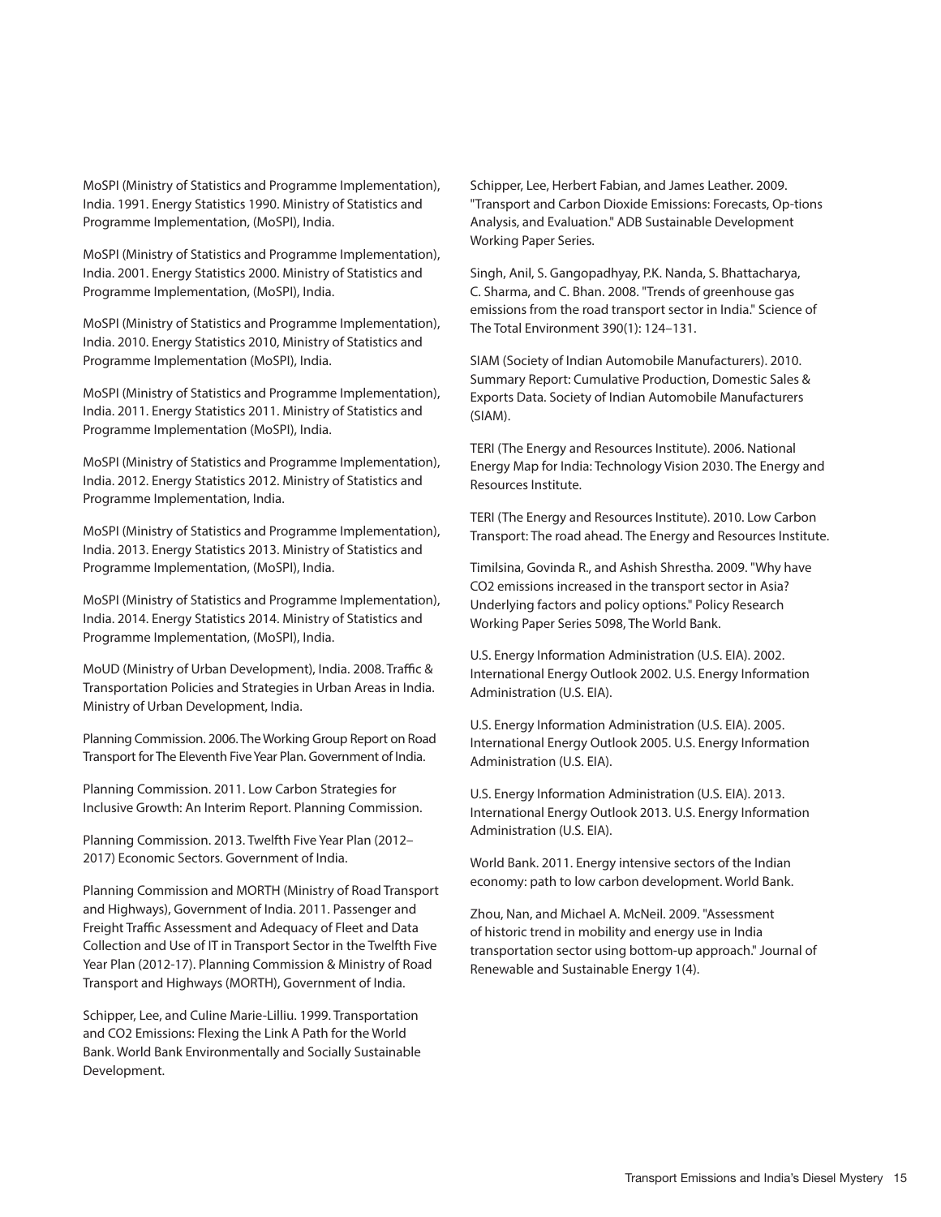MoSPI (Ministry of Statistics and Programme Implementation), India. 1991. Energy Statistics 1990. Ministry of Statistics and Programme Implementation, (MoSPI), India.

MoSPI (Ministry of Statistics and Programme Implementation), India. 2001. Energy Statistics 2000. Ministry of Statistics and Programme Implementation, (MoSPI), India.

MoSPI (Ministry of Statistics and Programme Implementation), India. 2010. Energy Statistics 2010, Ministry of Statistics and Programme Implementation (MoSPI), India.

MoSPI (Ministry of Statistics and Programme Implementation), India. 2011. Energy Statistics 2011. Ministry of Statistics and Programme Implementation (MoSPI), India.

MoSPI (Ministry of Statistics and Programme Implementation), India. 2012. Energy Statistics 2012. Ministry of Statistics and Programme Implementation, India.

MoSPI (Ministry of Statistics and Programme Implementation), India. 2013. Energy Statistics 2013. Ministry of Statistics and Programme Implementation, (MoSPI), India.

MoSPI (Ministry of Statistics and Programme Implementation), India. 2014. Energy Statistics 2014. Ministry of Statistics and Programme Implementation, (MoSPI), India.

MoUD (Ministry of Urban Development), India. 2008. Traffic & Transportation Policies and Strategies in Urban Areas in India. Ministry of Urban Development, India.

Planning Commission. 2006. The Working Group Report on Road Transport for The Eleventh Five Year Plan. Government of India.

Planning Commission. 2011. Low Carbon Strategies for Inclusive Growth: An Interim Report. Planning Commission.

Planning Commission. 2013. Twelfth Five Year Plan (2012–2017) Economic Sectors. Government of India.

Planning Commission and MORTH (Ministry of Road Transport and Highways), Government of India. 2011. Passenger and Freight Traffic Assessment and Adequacy of Fleet and Data Collection and Use of IT in Transport Sector in the Twelfth Five Year Plan (2012-17). Planning Commission & Ministry of Road Transport and Highways (MORTH), Government of India.

Schipper, Lee, and Culine Marie-Lilliu. 1999. Transportation and CO2 Emissions: Flexing the Link A Path for the World Bank. World Bank Environmentally and Socially Sustainable Development.

Schipper, Lee, Herbert Fabian, and James Leather. 2009. "Transport and Carbon Dioxide Emissions: Forecasts, Op-tions Analysis, and Evaluation." ADB Sustainable Development Working Paper Series.

Singh, Anil, S. Gangopadhyay, P.K. Nanda, S. Bhattacharya, C. Sharma, and C. Bhan. 2008. "Trends of greenhouse gas emissions from the road transport sector in India." Science of The Total Environment 390(1): 124–131.

SIAM (Society of Indian Automobile Manufacturers). 2010. Summary Report: Cumulative Production, Domestic Sales & Exports Data. Society of Indian Automobile Manufacturers (SIAM).

TERI (The Energy and Resources Institute). 2006. National Energy Map for India: Technology Vision 2030. The Energy and Resources Institute.

TERI (The Energy and Resources Institute). 2010. Low Carbon Transport: The road ahead. The Energy and Resources Institute.

Timilsina, Govinda R., and Ashish Shrestha. 2009. "Why have CO2 emissions increased in the transport sector in Asia? Underlying factors and policy options." Policy Research Working Paper Series 5098, The World Bank.

U.S. Energy Information Administration (U.S. EIA). 2002. International Energy Outlook 2002. U.S. Energy Information Administration (U.S. EIA).

U.S. Energy Information Administration (U.S. EIA). 2005. International Energy Outlook 2005. U.S. Energy Information Administration (U.S. EIA).

U.S. Energy Information Administration (U.S. EIA). 2013. International Energy Outlook 2013. U.S. Energy Information Administration (U.S. EIA).

World Bank. 2011. Energy intensive sectors of the Indian economy: path to low carbon development. World Bank.

Zhou, Nan, and Michael A. McNeil. 2009. "Assessment of historic trend in mobility and energy use in India transportation sector using bottom-up approach." Journal of Renewable and Sustainable Energy 1(4).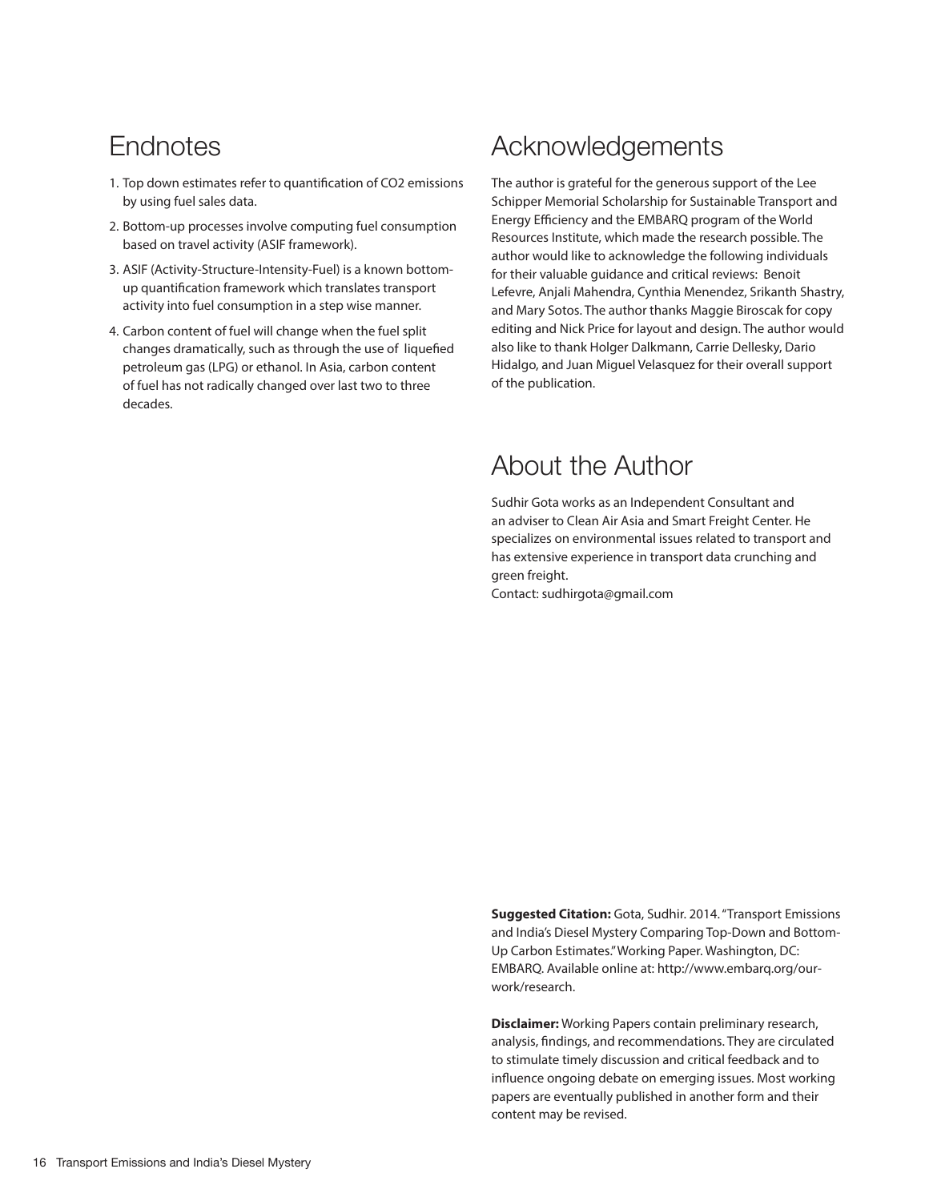## Endnotes

1. Top down estimates refer to quantification of $CO_2$ emissions by using fuel sales data.
2. Bottom-up processes involve computing fuel consumption based on travel activity (ASIF framework).
3. ASIF (Activity-Structure-Intensity-Fuel) is a known bottom-up quantification framework which translates transport activity into fuel consumption in a step wise manner.
4. Carbon content of fuel will change when the fuel split changes dramatically, such as through the use of liquefied petroleum gas (LPG) or ethanol. In Asia, carbon content of fuel has not radically changed over last two to three decades.

## Acknowledgements

The author is grateful for the generous support of the Lee Schipper Memorial Scholarship for Sustainable Transport and Energy Efficiency and the EMBARQ program of the World Resources Institute, which made the research possible. The author would like to acknowledge the following individuals for their valuable guidance and critical reviews: Benoit Lefevre, Anjali Mahendra, Cynthia Menendez, Srikanth Shastry, and Mary Sotos. The author thanks Maggie Biroscak for copy editing and Nick Price for layout and design. The author would also like to thank Holger Dalkmann, Carrie Dellesky, Dario Hidalgo, and Juan Miguel Velasquez for their overall support of the publication.

## About the Author

Sudhir Gota works as an Independent Consultant and an adviser to Clean Air Asia and Smart Freight Center. He specializes on environmental issues related to transport and has extensive experience in transport data crunching and green freight.
Contact: sudhirgota@gmail.com

**Suggested Citation:** Gota, Sudhir. 2014. "Transport Emissions and India's Diesel Mystery Comparing Top-Down and Bottom-Up Carbon Estimates." Working Paper. Washington, DC: EMBARQ. Available online at: http://www.embarq.org/our-work/research.

**Disclaimer:** Working Papers contain preliminary research, analysis, findings, and recommendations. They are circulated to stimulate timely discussion and critical feedback and to influence ongoing debate on emerging issues. Most working papers are eventually published in another form and their content may be revised.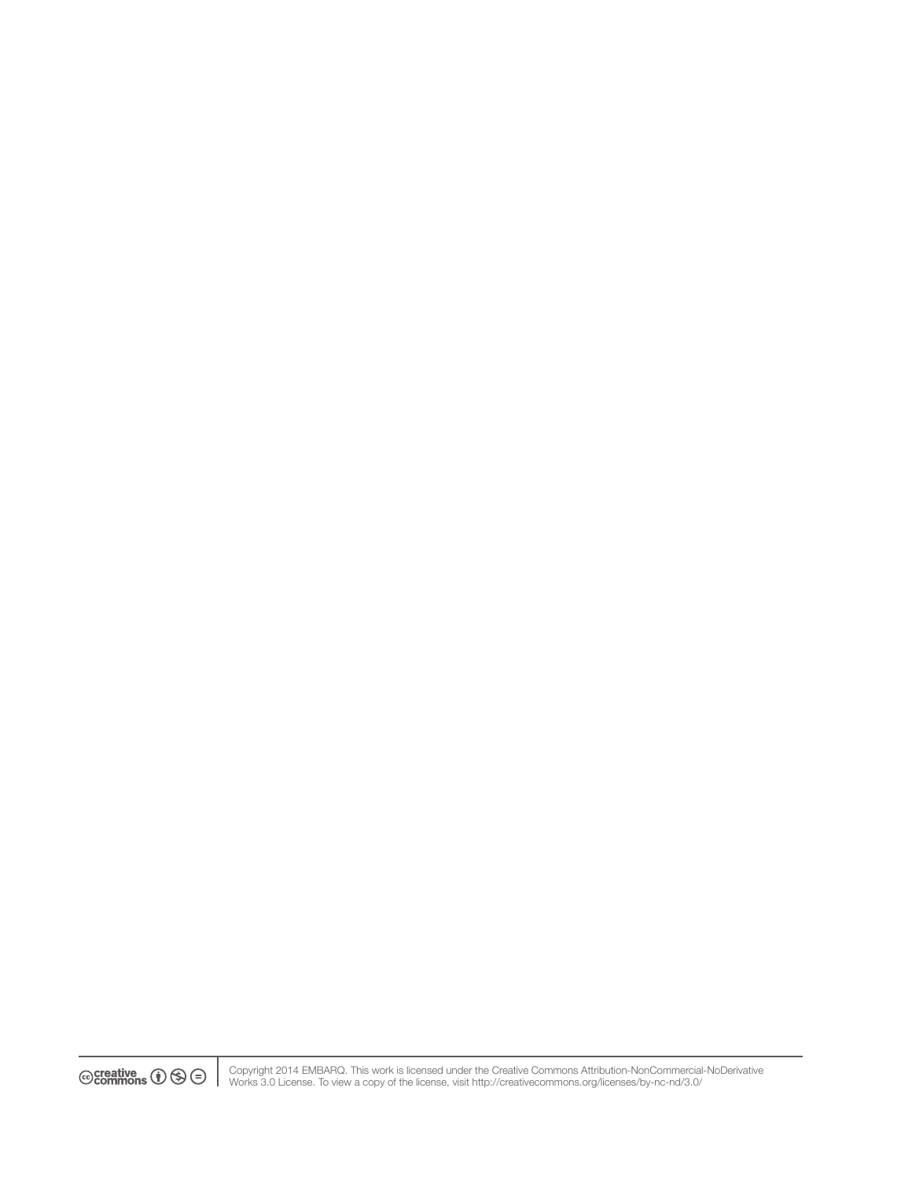creative commons

Copyright 2014 EMBARQ. This work is licensed under the Creative Commons Attribution-NonCommercial-NoDerivative Works 3.0 License. To view a copy of the license, visit http://creativecommons.org/licenses/by-nc-nd/3.0/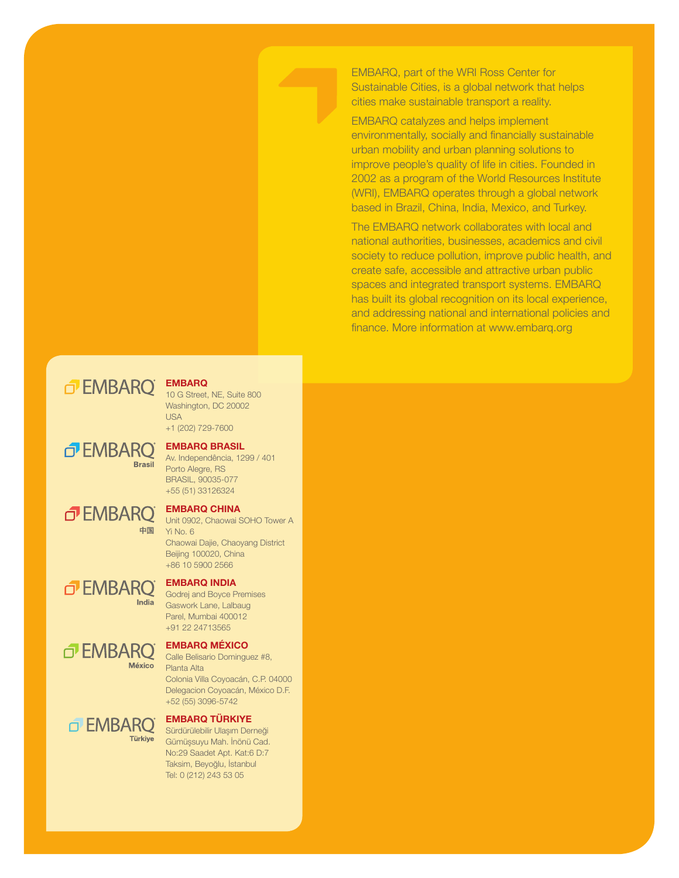EMBARQ, part of the WRI Ross Center for Sustainable Cities, is a global network that helps cities make sustainable transport a reality.

EMBARQ catalyzes and helps implement environmentally, socially and financially sustainable urban mobility and urban planning solutions to improve people's quality of life in cities. Founded in 2002 as a program of the World Resources Institute (WRI), EMBARQ operates through a global network based in Brazil, China, India, Mexico, and Turkey.

The EMBARQ network collaborates with local and national authorities, businesses, academics and civil society to reduce pollution, improve public health, and create safe, accessible and attractive urban public spaces and integrated transport systems. EMBARQ has built its global recognition on its local experience, and addressing national and international policies and finance. More information at www.embarq.org

**EMBARQ**
10 G Street, NE, Suite 800
Washington, DC 20002
USA
+1 (202) 729-7600

**EMBARQ BRASIL**
Av. Independência, 1299 / 401
Porto Alegre, RS
BRASIL, 90035-077
+55 (51) 33126324

**EMBARQ CHINA**
Unit 0902, Chaowai SOHO Tower A
Yi No. 6
Chaowai Dajie, Chaoyang District
Beijing 100020, China
+86 10 5900 2566

**EMBARQ INDIA**
Godrej and Boyce Premises
Gaswork Lane, Lalbaug
Parel, Mumbai 400012
+91 22 24713565

**EMBARQ MÉXICO**
Calle Belisario Dominguez #8,
Planta Alta
Colonia Villa Coyoacán, C.P. 04000
Delegacion Coyoacán, México D.F.
+52 (55) 3096-5742

**EMBARQ TÜRKIYE**
Sürdürülebilir Ulaşım Derneği
Gümüşsuyu Mah. İnönü Cad.
No:29 Saadet Apt. Kat:6 D:7
Taksim, Beyoğlu, İstanbul
Tel: 0 (212) 243 53 05